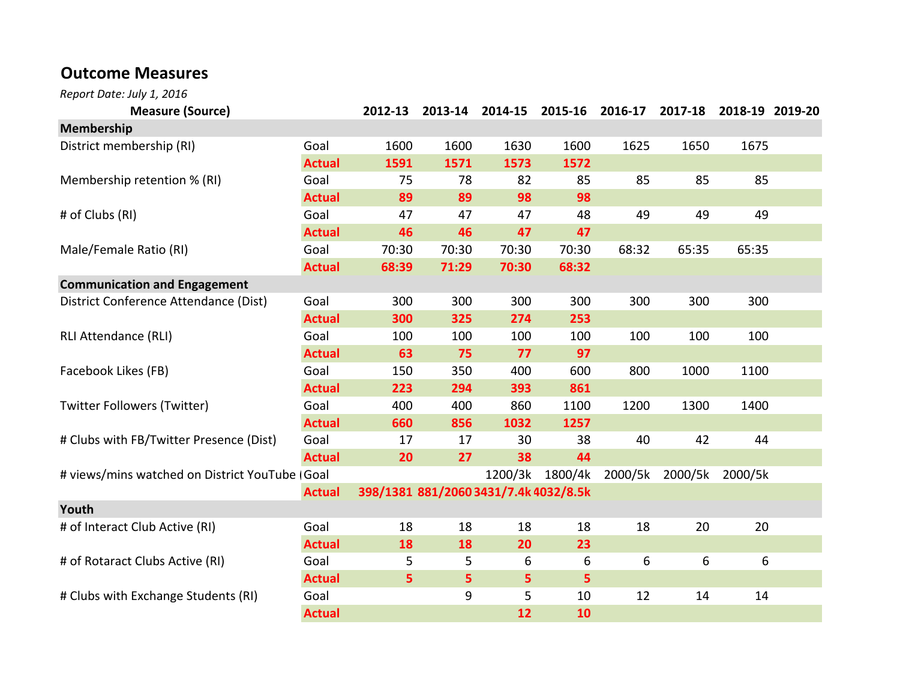## Outcome Measures

*Report Date: July 1, 2016*

| Measure (Source) | | 2012-13 | 2013-14 | 2014-15 | 2015-16 | 2016-17 | 2017-18 | 2018-19 | 2019-20 |
|---|---|---|---|---|---|---|---|---|---|
| **Membership** | | | | | | | | | |
| District membership (RI) | Goal | 1600 | 1600 | 1630 | 1600 | 1625 | 1650 | 1675 | |
| | **Actual** | **1591** | **1571** | **1573** | **1572** | | | | |
| Membership retention % (RI) | Goal | 75 | 78 | 82 | 85 | 85 | 85 | 85 | |
| | **Actual** | **89** | **89** | **98** | **98** | | | | |
| # of Clubs (RI) | Goal | 47 | 47 | 47 | 48 | 49 | 49 | 49 | |
| | **Actual** | **46** | **46** | **47** | **47** | | | | |
| Male/Female Ratio (RI) | Goal | 70:30 | 70:30 | 70:30 | 70:30 | 68:32 | 65:35 | 65:35 | |
| | **Actual** | **68:39** | **71:29** | **70:30** | **68:32** | | | | |
| **Communication and Engagement** | | | | | | | | | |
| District Conference Attendance (Dist) | Goal | 300 | 300 | 300 | 300 | 300 | 300 | 300 | |
| | **Actual** | **300** | **325** | **274** | **253** | | | | |
| RLI Attendance (RLI) | Goal | 100 | 100 | 100 | 100 | 100 | 100 | 100 | |
| | **Actual** | **63** | **75** | **77** | **97** | | | | |
| Facebook Likes (FB) | Goal | 150 | 350 | 400 | 600 | 800 | 1000 | 1100 | |
| | **Actual** | **223** | **294** | **393** | **861** | | | | |
| Twitter Followers (Twitter) | Goal | 400 | 400 | 860 | 1100 | 1200 | 1300 | 1400 | |
| | **Actual** | **660** | **856** | **1032** | **1257** | | | | |
| # Clubs with FB/Twitter Presence (Dist) | Goal | 17 | 17 | 30 | 38 | 40 | 42 | 44 | |
| | **Actual** | **20** | **27** | **38** | **44** | | | | |
| # views/mins watched on District YouTube ( | Goal | | | 1200/3k | 1800/4k | 2000/5k | 2000/5k | 2000/5k | |
| | **Actual** | **398/1381** | **881/2060** | **3431/7.4k** | **4032/8.5k** | | | | |
| **Youth** | | | | | | | | | |
| # of Interact Club Active (RI) | Goal | 18 | 18 | 18 | 18 | 18 | 20 | 20 | |
| | **Actual** | **18** | **18** | **20** | **23** | | | | |
| # of Rotaract Clubs Active (RI) | Goal | 5 | 5 | 6 | 6 | 6 | 6 | 6 | |
| | **Actual** | **5** | **5** | **5** | **5** | | | | |
| # Clubs with Exchange Students (RI) | Goal | | 9 | 5 | 10 | 12 | 14 | 14 | |
| | **Actual** | | | **12** | **10** | | | | |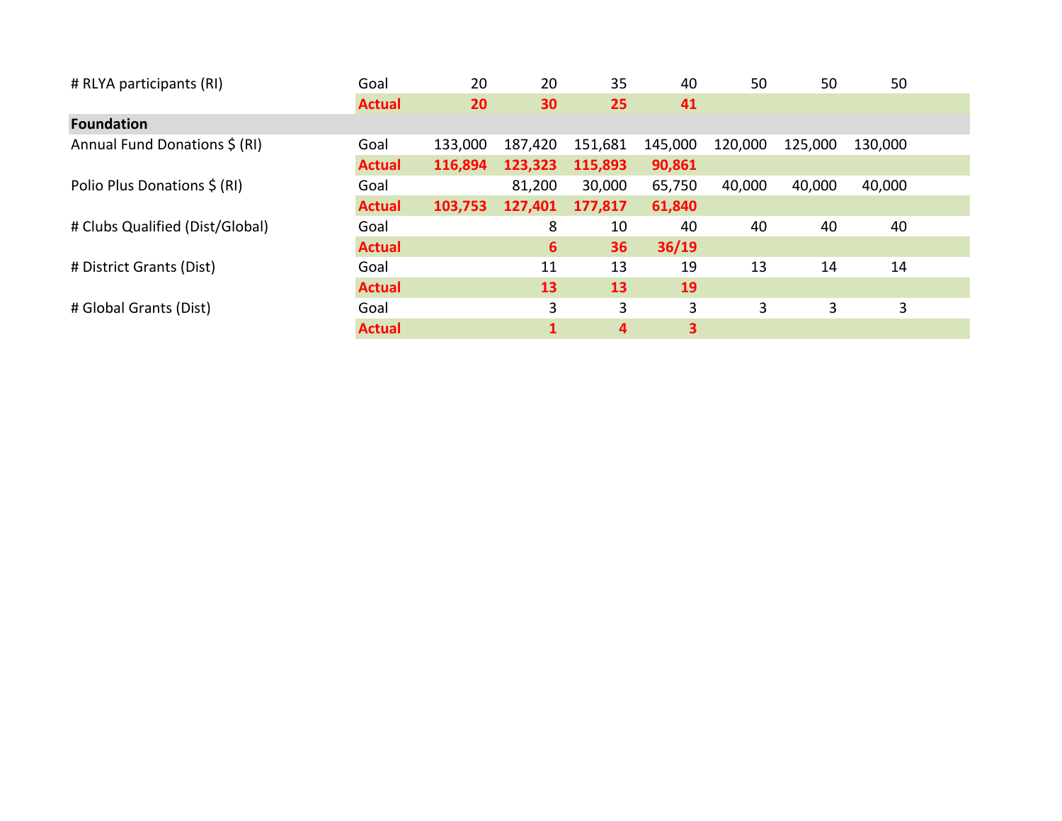| | | | | | | | | |
|---|---|---|---|---|---|---|---|---|
| # RLYA participants (RI) | Goal | 20 | 20 | 35 | 40 | 50 | 50 | 50 |
| | **Actual** | **20** | **30** | **25** | **41** | | | |
| **Foundation** | | | | | | | | |
| Annual Fund Donations $ (RI) | Goal | 133,000 | 187,420 | 151,681 | 145,000 | 120,000 | 125,000 | 130,000 |
| | **Actual** | **116,894** | **123,323** | **115,893** | **90,861** | | | |
| Polio Plus Donations $ (RI) | Goal | | 81,200 | 30,000 | 65,750 | 40,000 | 40,000 | 40,000 |
| | **Actual** | **103,753** | **127,401** | **177,817** | **61,840** | | | |
| # Clubs Qualified (Dist/Global) | Goal | | 8 | 10 | 40 | 40 | 40 | 40 |
| | **Actual** | | **6** | **36** | **36/19** | | | |
| # District Grants (Dist) | Goal | | 11 | 13 | 19 | 13 | 14 | 14 |
| | **Actual** | | **13** | **13** | **19** | | | |
| # Global Grants (Dist) | Goal | | 3 | 3 | 3 | 3 | 3 | 3 |
| | **Actual** | | **1** | **4** | **3** | | | |